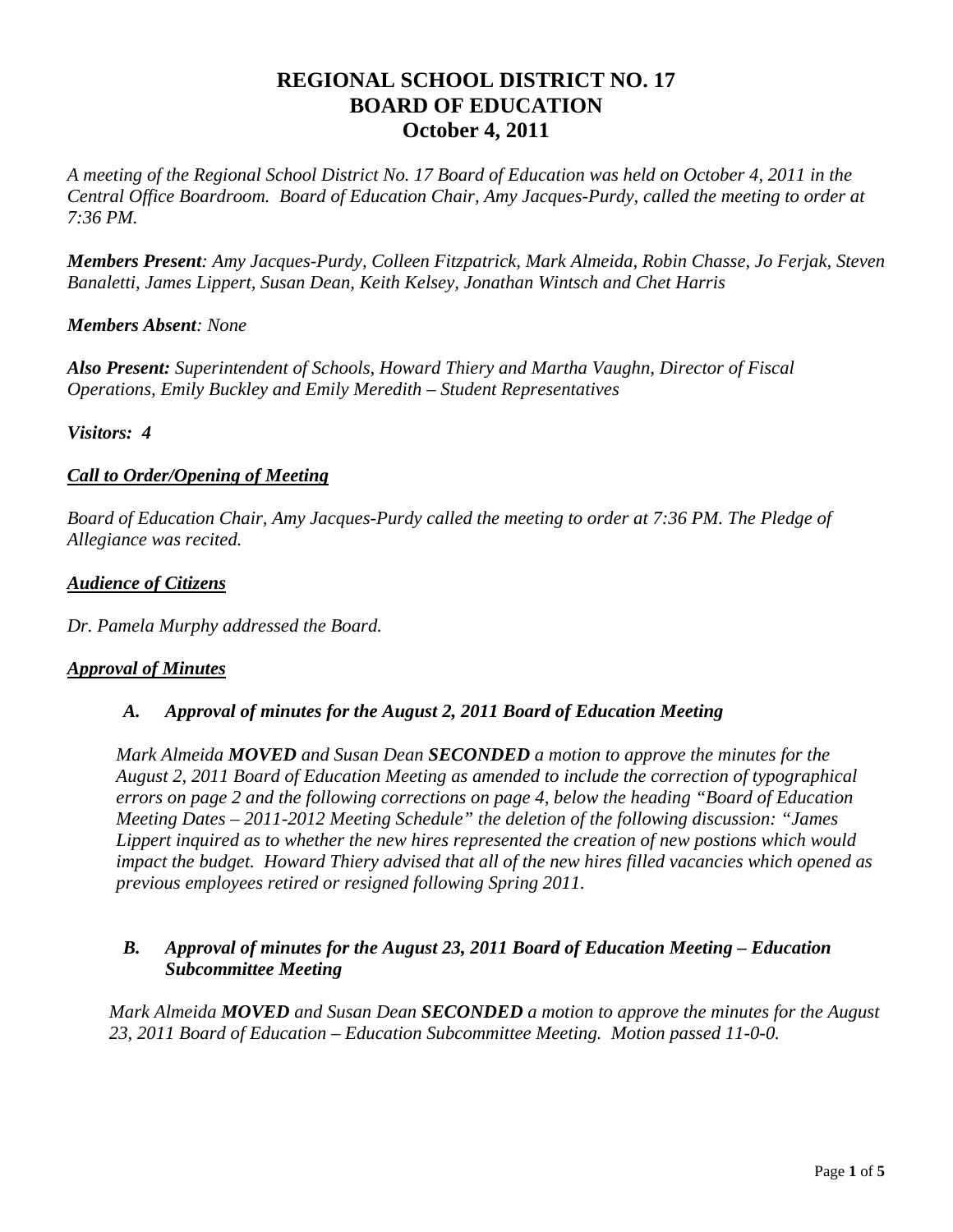# REGIONAL SCHOOL DISTRICT NO. 17
# BOARD OF EDUCATION
# October 4, 2011

*A meeting of the Regional School District No. 17 Board of Education was held on October 4, 2011 in the Central Office Boardroom. Board of Education Chair, Amy Jacques-Purdy, called the meeting to order at 7:36 PM.*

***Members Present**: Amy Jacques-Purdy, Colleen Fitzpatrick, Mark Almeida, Robin Chasse, Jo Ferjak, Steven Banaletti, James Lippert, Susan Dean, Keith Kelsey, Jonathan Wintsch and Chet Harris*

***Members Absent**: None*

***Also Present:** Superintendent of Schools, Howard Thiery and Martha Vaughn, Director of Fiscal Operations, Emily Buckley and Emily Meredith – Student Representatives*

***Visitors: 4***

## *Call to Order/Opening of Meeting*

*Board of Education Chair, Amy Jacques-Purdy called the meeting to order at 7:36 PM. The Pledge of Allegiance was recited.*

## *Audience of Citizens*

*Dr. Pamela Murphy addressed the Board.*

## *Approval of Minutes*

### *A. Approval of minutes for the August 2, 2011 Board of Education Meeting*

*Mark Almeida **MOVED** and Susan Dean **SECONDED** a motion to approve the minutes for the August 2, 2011 Board of Education Meeting as amended to include the correction of typographical errors on page 2 and the following corrections on page 4, below the heading "Board of Education Meeting Dates – 2011-2012 Meeting Schedule" the deletion of the following discussion: "James Lippert inquired as to whether the new hires represented the creation of new postions which would impact the budget. Howard Thiery advised that all of the new hires filled vacancies which opened as previous employees retired or resigned following Spring 2011.*

### *B. Approval of minutes for the August 23, 2011 Board of Education Meeting – Education Subcommittee Meeting*

*Mark Almeida **MOVED** and Susan Dean **SECONDED** a motion to approve the minutes for the August 23, 2011 Board of Education – Education Subcommittee Meeting. Motion passed 11-0-0.*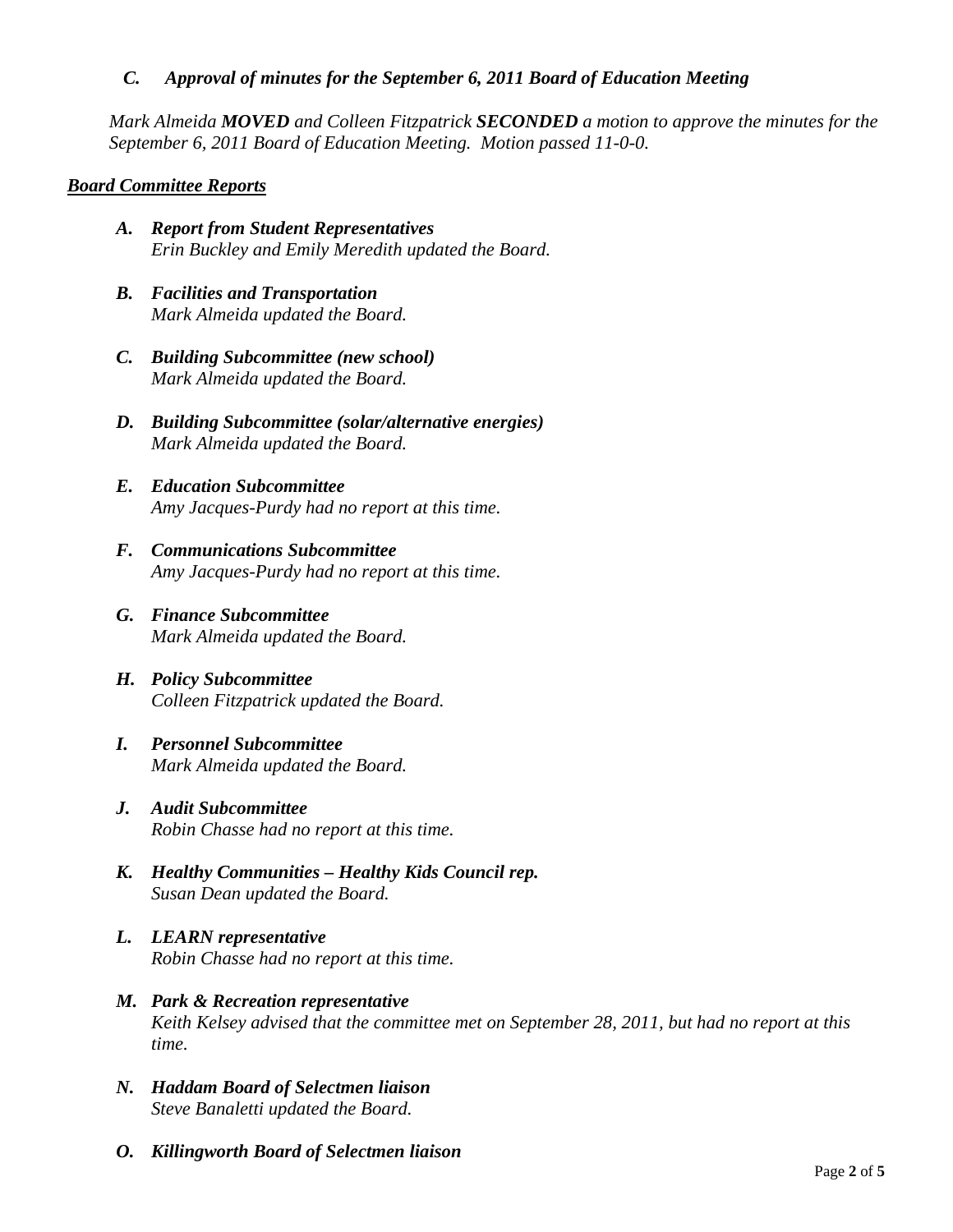### *C. Approval of minutes for the September 6, 2011 Board of Education Meeting*

*Mark Almeida **MOVED** and Colleen Fitzpatrick **SECONDED** a motion to approve the minutes for the September 6, 2011 Board of Education Meeting. Motion passed 11-0-0.*

## ***Board Committee Reports***

- ***A. Report from Student Representatives***
  *Erin Buckley and Emily Meredith updated the Board.*

- ***B. Facilities and Transportation***
  *Mark Almeida updated the Board.*

- ***C. Building Subcommittee (new school)***
  *Mark Almeida updated the Board.*

- ***D. Building Subcommittee (solar/alternative energies)***
  *Mark Almeida updated the Board.*

- ***E. Education Subcommittee***
  *Amy Jacques-Purdy had no report at this time.*

- ***F. Communications Subcommittee***
  *Amy Jacques-Purdy had no report at this time.*

- ***G. Finance Subcommittee***
  *Mark Almeida updated the Board.*

- ***H. Policy Subcommittee***
  *Colleen Fitzpatrick updated the Board.*

- ***I. Personnel Subcommittee***
  *Mark Almeida updated the Board.*

- ***J. Audit Subcommittee***
  *Robin Chasse had no report at this time.*

- ***K. Healthy Communities – Healthy Kids Council rep.***
  *Susan Dean updated the Board.*

- ***L. LEARN representative***
  *Robin Chasse had no report at this time.*

- ***M. Park & Recreation representative***
  *Keith Kelsey advised that the committee met on September 28, 2011, but had no report at this time.*

- ***N. Haddam Board of Selectmen liaison***
  *Steve Banaletti updated the Board.*

- ***O. Killingworth Board of Selectmen liaison***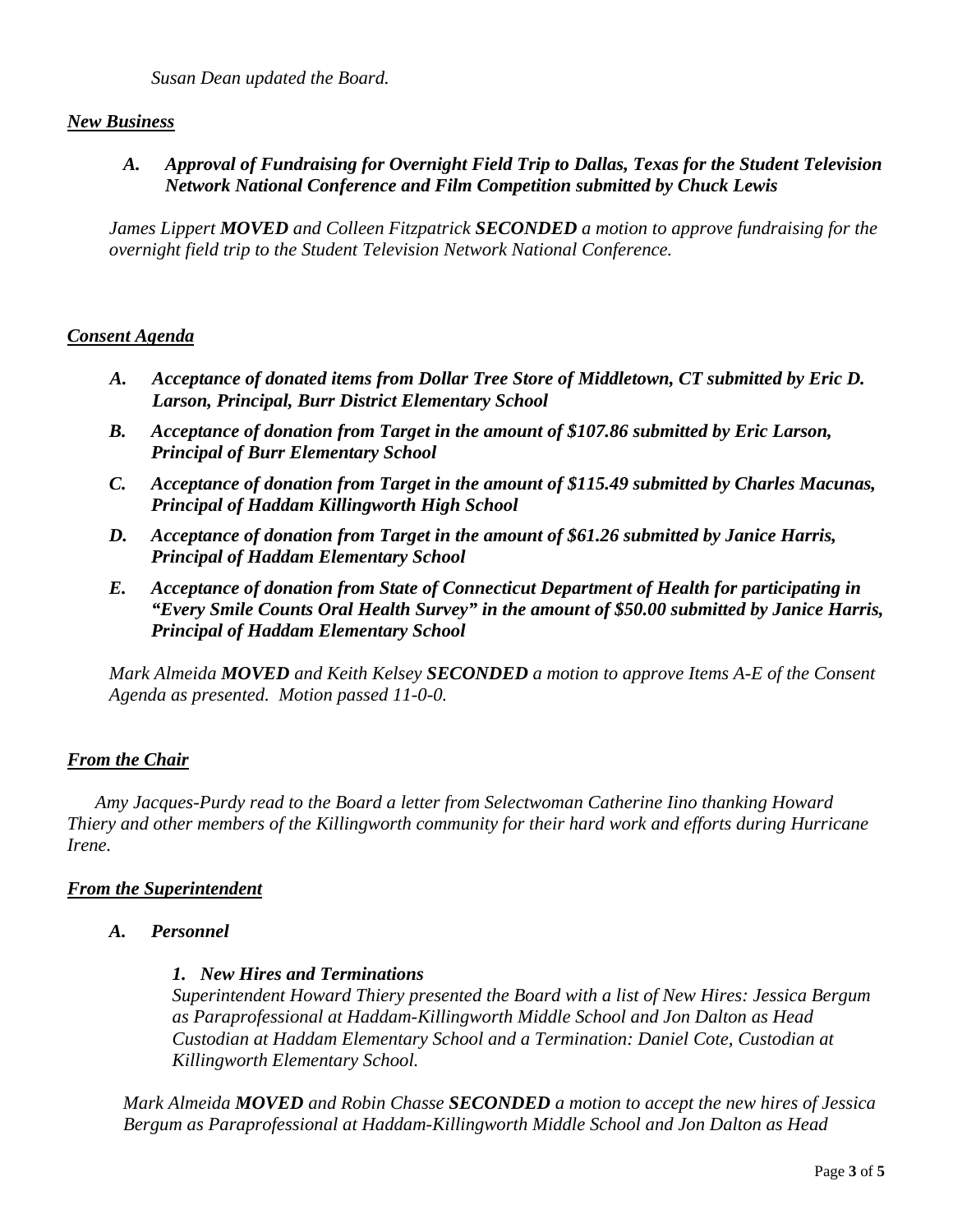*Susan Dean updated the Board.*

***New Business***

***A. Approval of Fundraising for Overnight Field Trip to Dallas, Texas for the Student Television Network National Conference and Film Competition submitted by Chuck Lewis***

*James Lippert **MOVED** and Colleen Fitzpatrick **SECONDED** a motion to approve fundraising for the overnight field trip to the Student Television Network National Conference.*

***Consent Agenda***

***A. Acceptance of donated items from Dollar Tree Store of Middletown, CT submitted by Eric D. Larson, Principal, Burr District Elementary School***

***B. Acceptance of donation from Target in the amount of $107.86 submitted by Eric Larson, Principal of Burr Elementary School***

***C. Acceptance of donation from Target in the amount of $115.49 submitted by Charles Macunas, Principal of Haddam Killingworth High School***

***D. Acceptance of donation from Target in the amount of $61.26 submitted by Janice Harris, Principal of Haddam Elementary School***

***E. Acceptance of donation from State of Connecticut Department of Health for participating in "Every Smile Counts Oral Health Survey" in the amount of $50.00 submitted by Janice Harris, Principal of Haddam Elementary School***

*Mark Almeida **MOVED** and Keith Kelsey **SECONDED** a motion to approve Items A-E of the Consent Agenda as presented. Motion passed 11-0-0.*

***From the Chair***

*Amy Jacques-Purdy read to the Board a letter from Selectwoman Catherine Iino thanking Howard Thiery and other members of the Killingworth community for their hard work and efforts during Hurricane Irene.*

***From the Superintendent***

***A. Personnel***

***1. New Hires and Terminations***

*Superintendent Howard Thiery presented the Board with a list of New Hires: Jessica Bergum as Paraprofessional at Haddam-Killingworth Middle School and Jon Dalton as Head Custodian at Haddam Elementary School and a Termination: Daniel Cote, Custodian at Killingworth Elementary School.*

*Mark Almeida **MOVED** and Robin Chasse **SECONDED** a motion to accept the new hires of Jessica Bergum as Paraprofessional at Haddam-Killingworth Middle School and Jon Dalton as Head*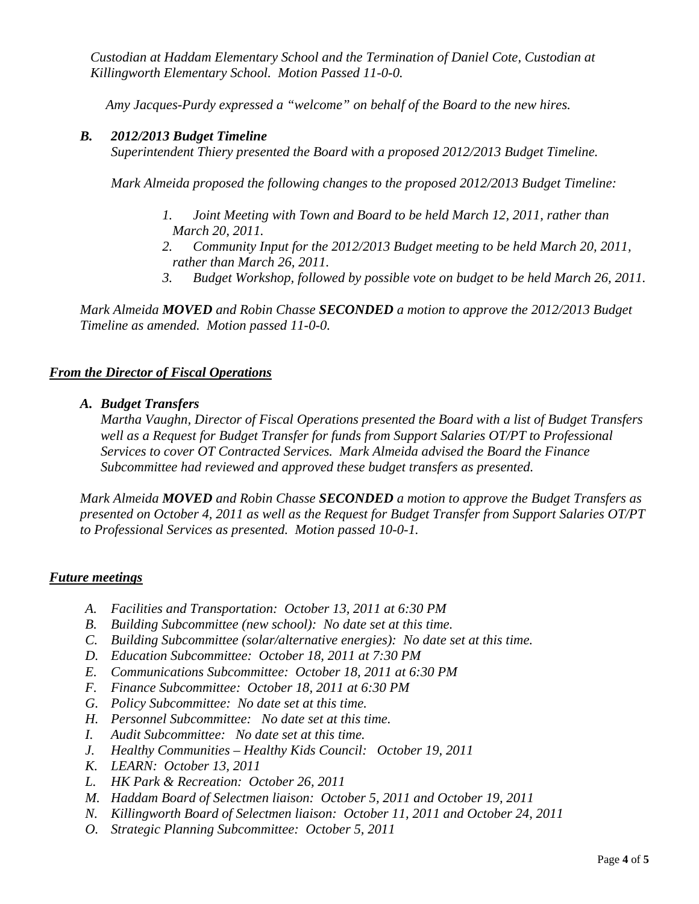*Custodian at Haddam Elementary School and the Termination of Daniel Cote, Custodian at Killingworth Elementary School. Motion Passed 11-0-0.*

*Amy Jacques-Purdy expressed a "welcome" on behalf of the Board to the new hires.*

***B. 2012/2013 Budget Timeline***

*Superintendent Thiery presented the Board with a proposed 2012/2013 Budget Timeline.*

*Mark Almeida proposed the following changes to the proposed 2012/2013 Budget Timeline:*

1. *Joint Meeting with Town and Board to be held March 12, 2011, rather than March 20, 2011.*
2. *Community Input for the 2012/2013 Budget meeting to be held March 20, 2011, rather than March 26, 2011.*
3. *Budget Workshop, followed by possible vote on budget to be held March 26, 2011.*

*Mark Almeida **MOVED** and Robin Chasse **SECONDED** a motion to approve the 2012/2013 Budget Timeline as amended. Motion passed 11-0-0.*

## ***From the Director of Fiscal Operations***

***A. Budget Transfers***

*Martha Vaughn, Director of Fiscal Operations presented the Board with a list of Budget Transfers well as a Request for Budget Transfer for funds from Support Salaries OT/PT to Professional Services to cover OT Contracted Services. Mark Almeida advised the Board the Finance Subcommittee had reviewed and approved these budget transfers as presented.*

*Mark Almeida **MOVED** and Robin Chasse **SECONDED** a motion to approve the Budget Transfers as presented on October 4, 2011 as well as the Request for Budget Transfer from Support Salaries OT/PT to Professional Services as presented. Motion passed 10-0-1.*

## ***Future meetings***

A. *Facilities and Transportation: October 13, 2011 at 6:30 PM*
B. *Building Subcommittee (new school): No date set at this time.*
C. *Building Subcommittee (solar/alternative energies): No date set at this time.*
D. *Education Subcommittee: October 18, 2011 at 7:30 PM*
E. *Communications Subcommittee: October 18, 2011 at 6:30 PM*
F. *Finance Subcommittee: October 18, 2011 at 6:30 PM*
G. *Policy Subcommittee: No date set at this time.*
H. *Personnel Subcommittee: No date set at this time.*
I. *Audit Subcommittee: No date set at this time.*
J. *Healthy Communities – Healthy Kids Council: October 19, 2011*
K. *LEARN: October 13, 2011*
L. *HK Park & Recreation: October 26, 2011*
M. *Haddam Board of Selectmen liaison: October 5, 2011 and October 19, 2011*
N. *Killingworth Board of Selectmen liaison: October 11, 2011 and October 24, 2011*
O. *Strategic Planning Subcommittee: October 5, 2011*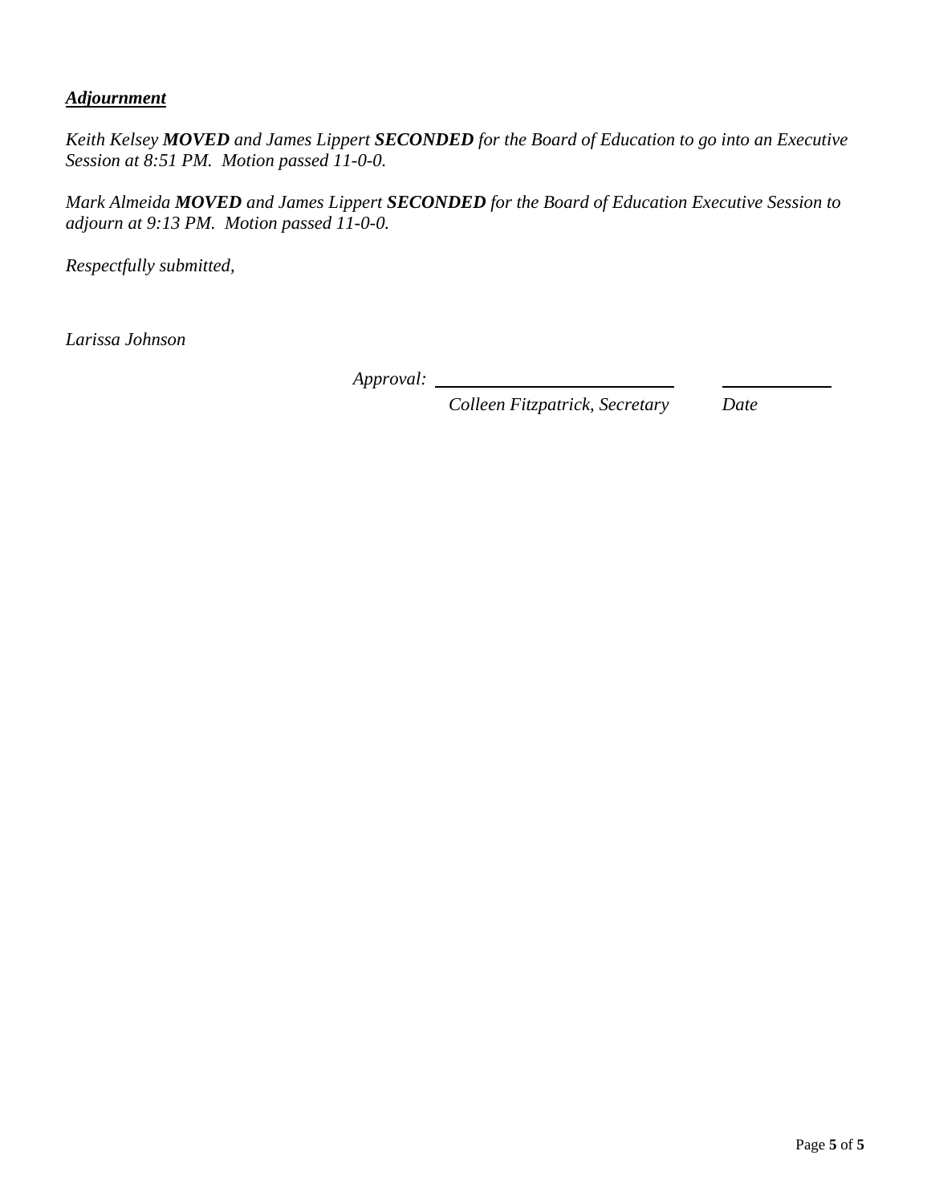***Adjournment***

*Keith Kelsey **MOVED** and James Lippert **SECONDED** for the Board of Education to go into an Executive Session at 8:51 PM. Motion passed 11-0-0.*

*Mark Almeida **MOVED** and James Lippert **SECONDED** for the Board of Education Executive Session to adjourn at 9:13 PM. Motion passed 11-0-0.*

*Respectfully submitted,*

*Larissa Johnson*

*Approval:* ____________________________ ____________

*Colleen Fitzpatrick, Secretary* *Date*